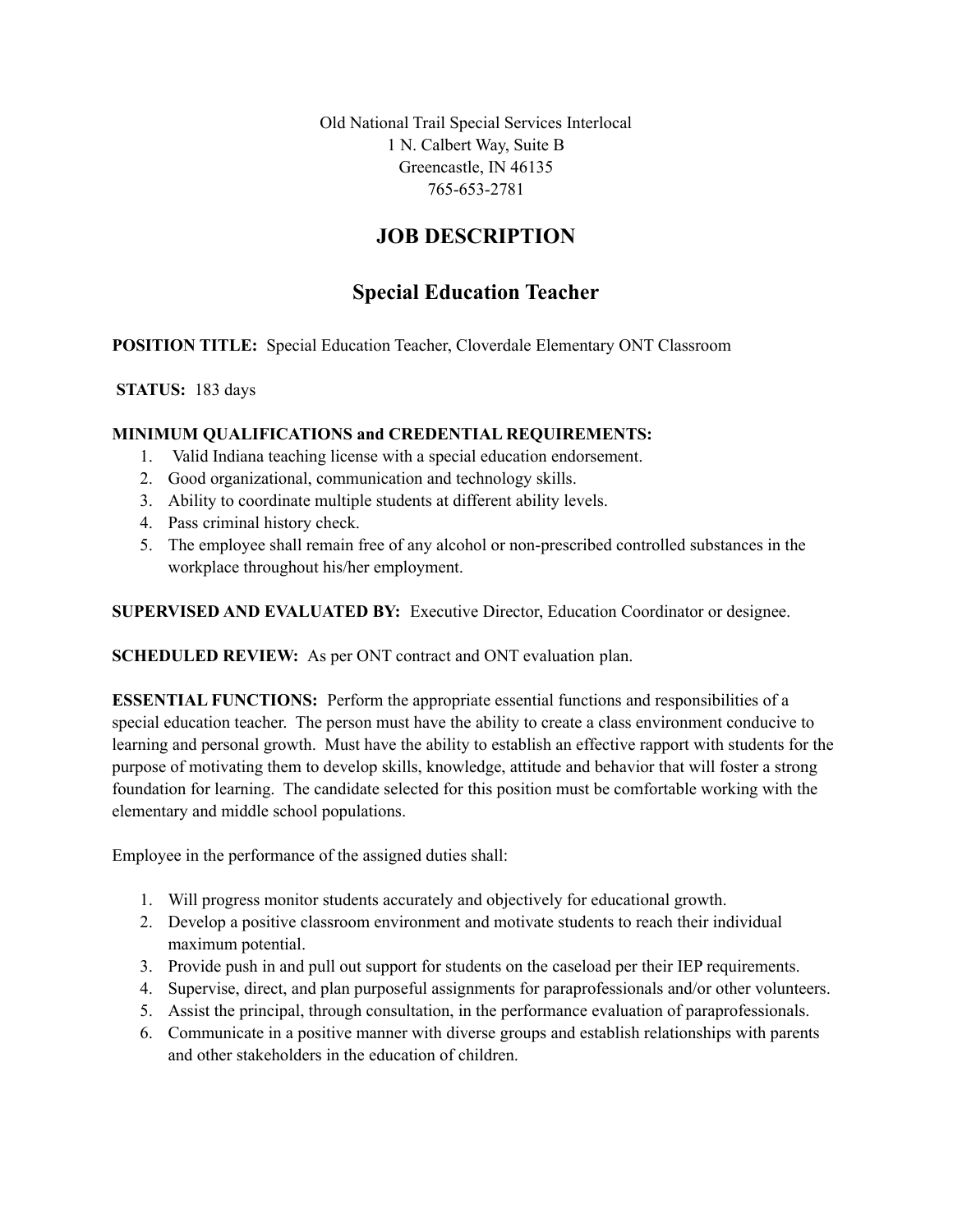Old National Trail Special Services Interlocal
1 N. Calbert Way, Suite B
Greencastle, IN 46135
765-653-2781

# JOB DESCRIPTION

## Special Education Teacher

**POSITION TITLE:** Special Education Teacher, Cloverdale Elementary ONT Classroom

**STATUS:** 183 days

**MINIMUM QUALIFICATIONS and CREDENTIAL REQUIREMENTS:**

1. Valid Indiana teaching license with a special education endorsement.
2. Good organizational, communication and technology skills.
3. Ability to coordinate multiple students at different ability levels.
4. Pass criminal history check.
5. The employee shall remain free of any alcohol or non-prescribed controlled substances in the workplace throughout his/her employment.

**SUPERVISED AND EVALUATED BY:** Executive Director, Education Coordinator or designee.

**SCHEDULED REVIEW:** As per ONT contract and ONT evaluation plan.

**ESSENTIAL FUNCTIONS:** Perform the appropriate essential functions and responsibilities of a special education teacher. The person must have the ability to create a class environment conducive to learning and personal growth. Must have the ability to establish an effective rapport with students for the purpose of motivating them to develop skills, knowledge, attitude and behavior that will foster a strong foundation for learning. The candidate selected for this position must be comfortable working with the elementary and middle school populations.

Employee in the performance of the assigned duties shall:

1. Will progress monitor students accurately and objectively for educational growth.
2. Develop a positive classroom environment and motivate students to reach their individual maximum potential.
3. Provide push in and pull out support for students on the caseload per their IEP requirements.
4. Supervise, direct, and plan purposeful assignments for paraprofessionals and/or other volunteers.
5. Assist the principal, through consultation, in the performance evaluation of paraprofessionals.
6. Communicate in a positive manner with diverse groups and establish relationships with parents and other stakeholders in the education of children.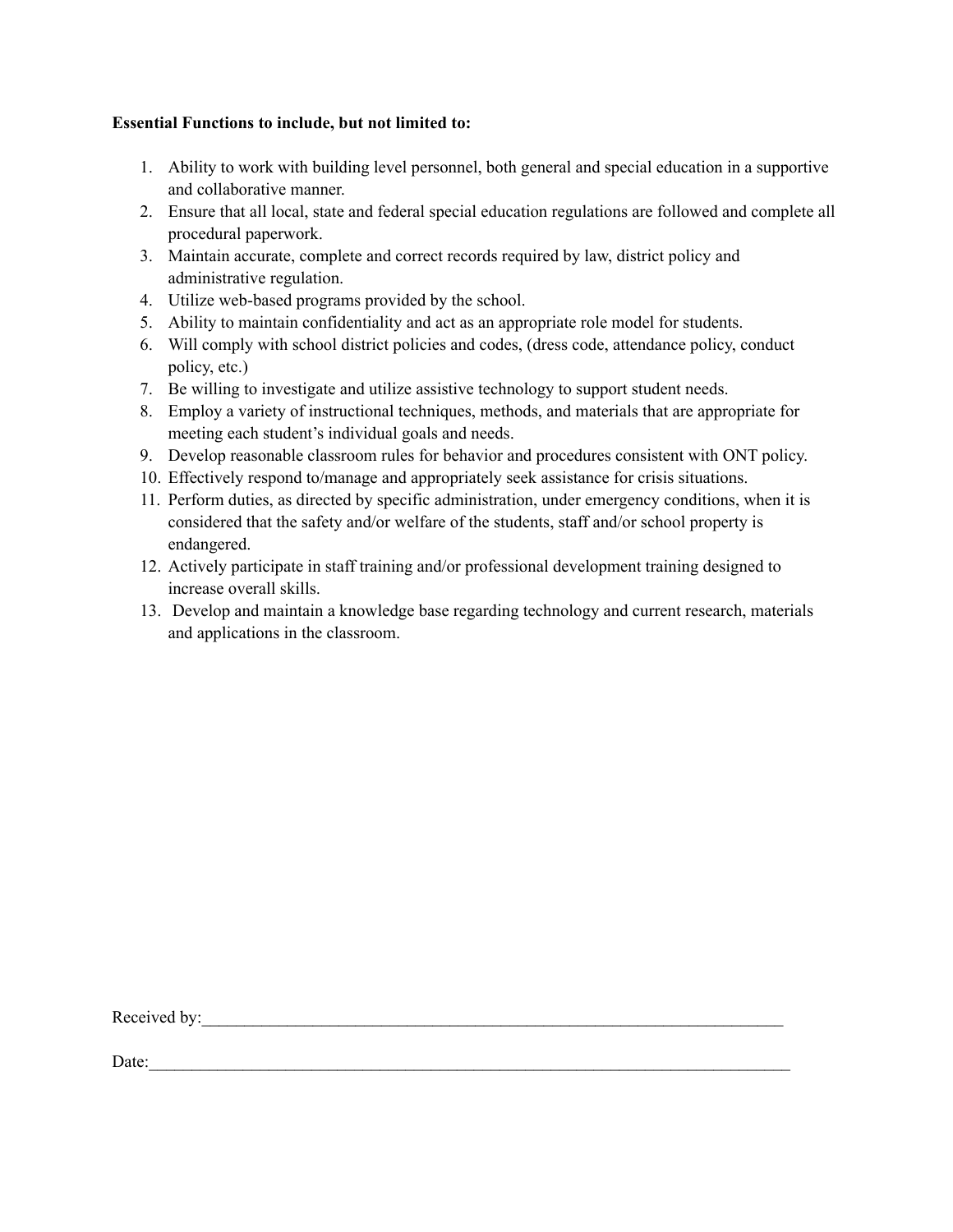**Essential Functions to include, but not limited to:**

1. Ability to work with building level personnel, both general and special education in a supportive and collaborative manner.
2. Ensure that all local, state and federal special education regulations are followed and complete all procedural paperwork.
3. Maintain accurate, complete and correct records required by law, district policy and administrative regulation.
4. Utilize web-based programs provided by the school.
5. Ability to maintain confidentiality and act as an appropriate role model for students.
6. Will comply with school district policies and codes, (dress code, attendance policy, conduct policy, etc.)
7. Be willing to investigate and utilize assistive technology to support student needs.
8. Employ a variety of instructional techniques, methods, and materials that are appropriate for meeting each student's individual goals and needs.
9. Develop reasonable classroom rules for behavior and procedures consistent with ONT policy.
10. Effectively respond to/manage and appropriately seek assistance for crisis situations.
11. Perform duties, as directed by specific administration, under emergency conditions, when it is considered that the safety and/or welfare of the students, staff and/or school property is endangered.
12. Actively participate in staff training and/or professional development training designed to increase overall skills.
13. Develop and maintain a knowledge base regarding technology and current research, materials and applications in the classroom.

Received by:_______________________________________________________________________

Date:____________________________________________________________________________